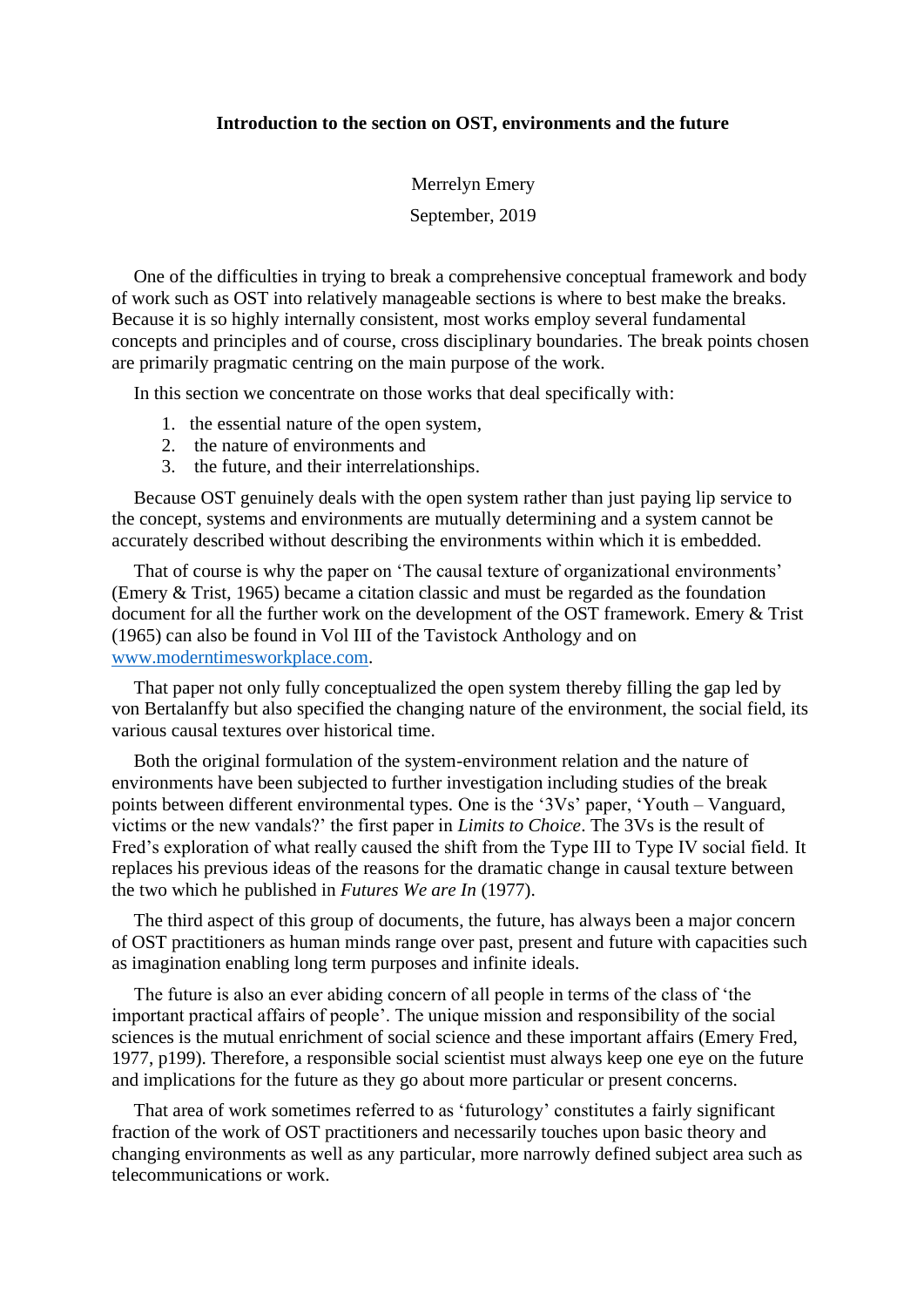**Introduction to the section on OST, environments and the future**

Merrelyn Emery

September, 2019

One of the difficulties in trying to break a comprehensive conceptual framework and body of work such as OST into relatively manageable sections is where to best make the breaks. Because it is so highly internally consistent, most works employ several fundamental concepts and principles and of course, cross disciplinary boundaries. The break points chosen are primarily pragmatic centring on the main purpose of the work.

In this section we concentrate on those works that deal specifically with:

1. the essential nature of the open system,
2. the nature of environments and
3. the future, and their interrelationships.

Because OST genuinely deals with the open system rather than just paying lip service to the concept, systems and environments are mutually determining and a system cannot be accurately described without describing the environments within which it is embedded.

That of course is why the paper on 'The causal texture of organizational environments' (Emery & Trist, 1965) became a citation classic and must be regarded as the foundation document for all the further work on the development of the OST framework. Emery & Trist (1965) can also be found in Vol III of the Tavistock Anthology and on [www.moderntimesworkplace.com](http://www.moderntimesworkplace.com).

That paper not only fully conceptualized the open system thereby filling the gap led by von Bertalanffy but also specified the changing nature of the environment, the social field, its various causal textures over historical time.

Both the original formulation of the system-environment relation and the nature of environments have been subjected to further investigation including studies of the break points between different environmental types. One is the '3Vs' paper, 'Youth – Vanguard, victims or the new vandals?' the first paper in *Limits to Choice*. The 3Vs is the result of Fred's exploration of what really caused the shift from the Type III to Type IV social field. It replaces his previous ideas of the reasons for the dramatic change in causal texture between the two which he published in *Futures We are In* (1977).

The third aspect of this group of documents, the future, has always been a major concern of OST practitioners as human minds range over past, present and future with capacities such as imagination enabling long term purposes and infinite ideals.

The future is also an ever abiding concern of all people in terms of the class of 'the important practical affairs of people'. The unique mission and responsibility of the social sciences is the mutual enrichment of social science and these important affairs (Emery Fred, 1977, p199). Therefore, a responsible social scientist must always keep one eye on the future and implications for the future as they go about more particular or present concerns.

That area of work sometimes referred to as 'futurology' constitutes a fairly significant fraction of the work of OST practitioners and necessarily touches upon basic theory and changing environments as well as any particular, more narrowly defined subject area such as telecommunications or work.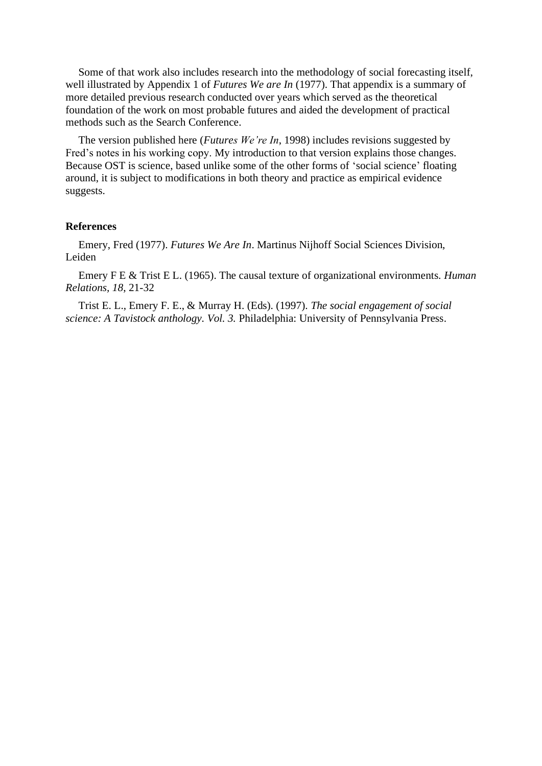Some of that work also includes research into the methodology of social forecasting itself, well illustrated by Appendix 1 of *Futures We are In* (1977). That appendix is a summary of more detailed previous research conducted over years which served as the theoretical foundation of the work on most probable futures and aided the development of practical methods such as the Search Conference.

The version published here (*Futures We're In*, 1998) includes revisions suggested by Fred's notes in his working copy. My introduction to that version explains those changes. Because OST is science, based unlike some of the other forms of 'social science' floating around, it is subject to modifications in both theory and practice as empirical evidence suggests.

**References**

Emery, Fred (1977). *Futures We Are In*. Martinus Nijhoff Social Sciences Division, Leiden

Emery F E & Trist E L. (1965). The causal texture of organizational environments. *Human Relations, 18*, 21-32

Trist E. L., Emery F. E., & Murray H. (Eds). (1997). *The social engagement of social science: A Tavistock anthology. Vol. 3.* Philadelphia: University of Pennsylvania Press.